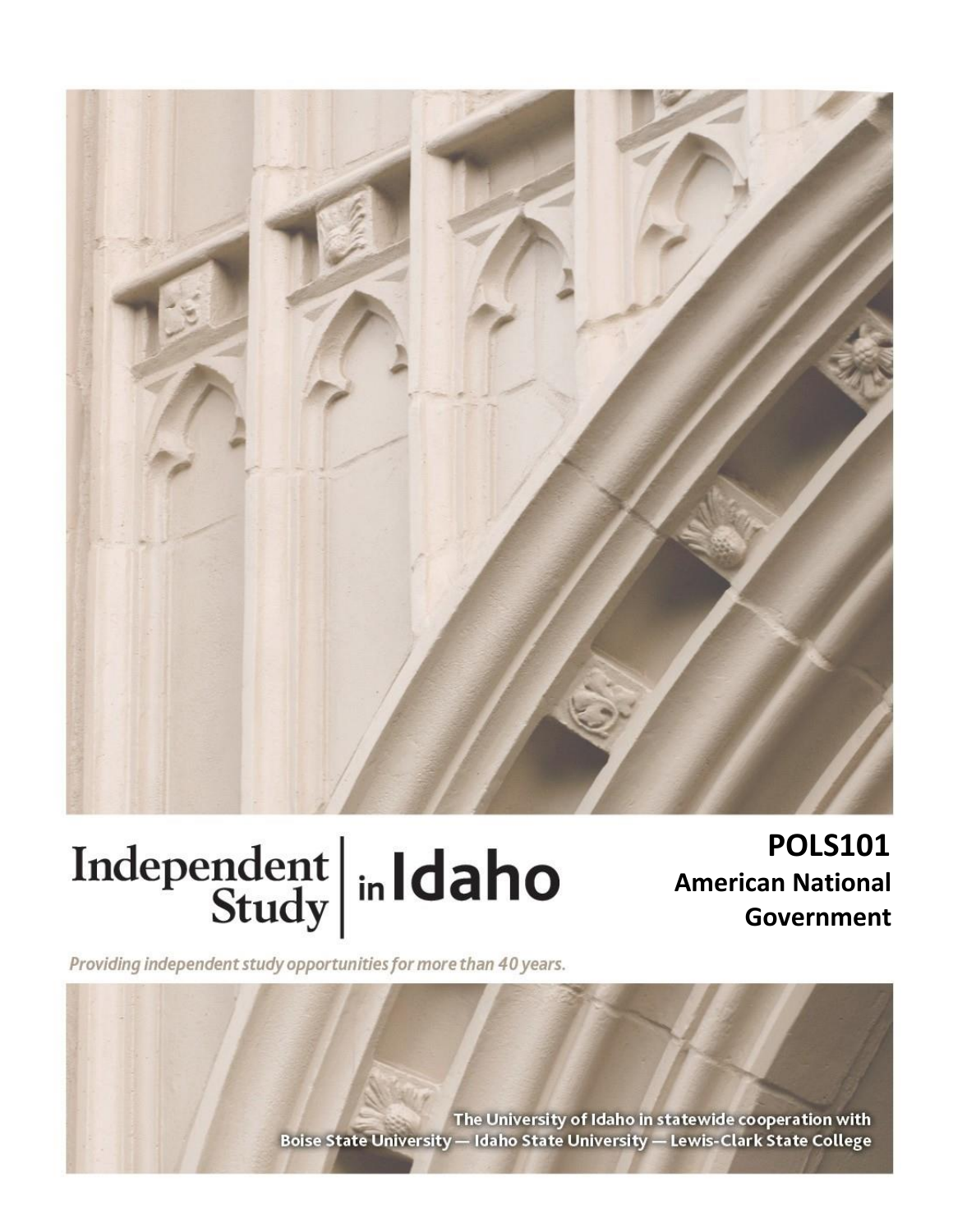Independent Study in Idaho

# POLS101
## American National Government

*Providing independent study opportunities for more than 40 years.*

The University of Idaho in statewide cooperation with
Boise State University — Idaho State University — Lewis-Clark State College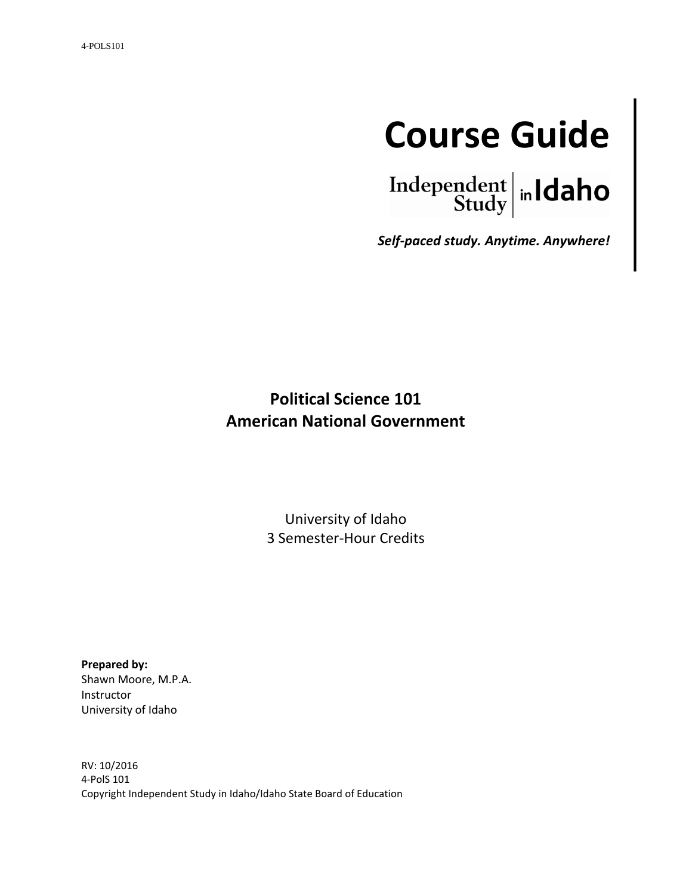# Course Guide

Independent Study in Idaho

***Self-paced study. Anytime. Anywhere!***

**Political Science 101**
**American National Government**

University of Idaho
3 Semester-Hour Credits

**Prepared by:**
Shawn Moore, M.P.A.
Instructor
University of Idaho

RV: 10/2016
4-PolS 101
Copyright Independent Study in Idaho/Idaho State Board of Education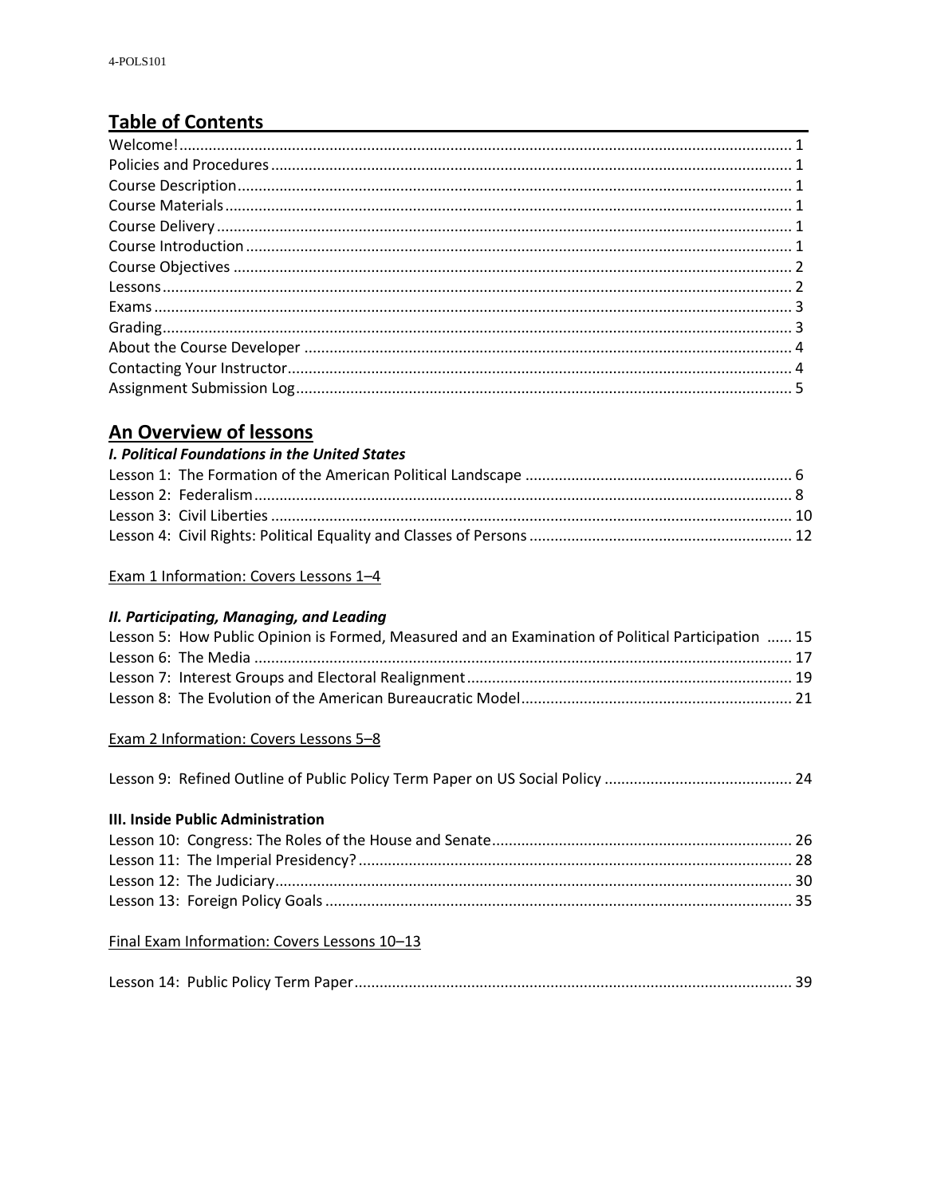## Table of Contents

Welcome! ........................................................ 1
Policies and Procedures ........................................................ 1
Course Description ........................................................ 1
Course Materials ........................................................ 1
Course Delivery ........................................................ 1
Course Introduction ........................................................ 1
Course Objectives ........................................................ 2
Lessons ........................................................ 2
Exams ........................................................ 3
Grading ........................................................ 3
About the Course Developer ........................................................ 4
Contacting Your Instructor ........................................................ 4
Assignment Submission Log ........................................................ 5

## An Overview of lessons

### *I. Political Foundations in the United States*

Lesson 1: The Formation of the American Political Landscape ........................................................ 6
Lesson 2: Federalism ........................................................ 8
Lesson 3: Civil Liberties ........................................................ 10
Lesson 4: Civil Rights: Political Equality and Classes of Persons ........................................................ 12

Exam 1 Information: Covers Lessons 1–4

### *II. Participating, Managing, and Leading*

Lesson 5: How Public Opinion is Formed, Measured and an Examination of Political Participation ...... 15
Lesson 6: The Media ........................................................ 17
Lesson 7: Interest Groups and Electoral Realignment ........................................................ 19
Lesson 8: The Evolution of the American Bureaucratic Model ........................................................ 21

Exam 2 Information: Covers Lessons 5–8

Lesson 9: Refined Outline of Public Policy Term Paper on US Social Policy ........................................................ 24

### III. Inside Public Administration

Lesson 10: Congress: The Roles of the House and Senate ........................................................ 26
Lesson 11: The Imperial Presidency? ........................................................ 28
Lesson 12: The Judiciary ........................................................ 30
Lesson 13: Foreign Policy Goals ........................................................ 35

Final Exam Information: Covers Lessons 10–13

Lesson 14: Public Policy Term Paper ........................................................ 39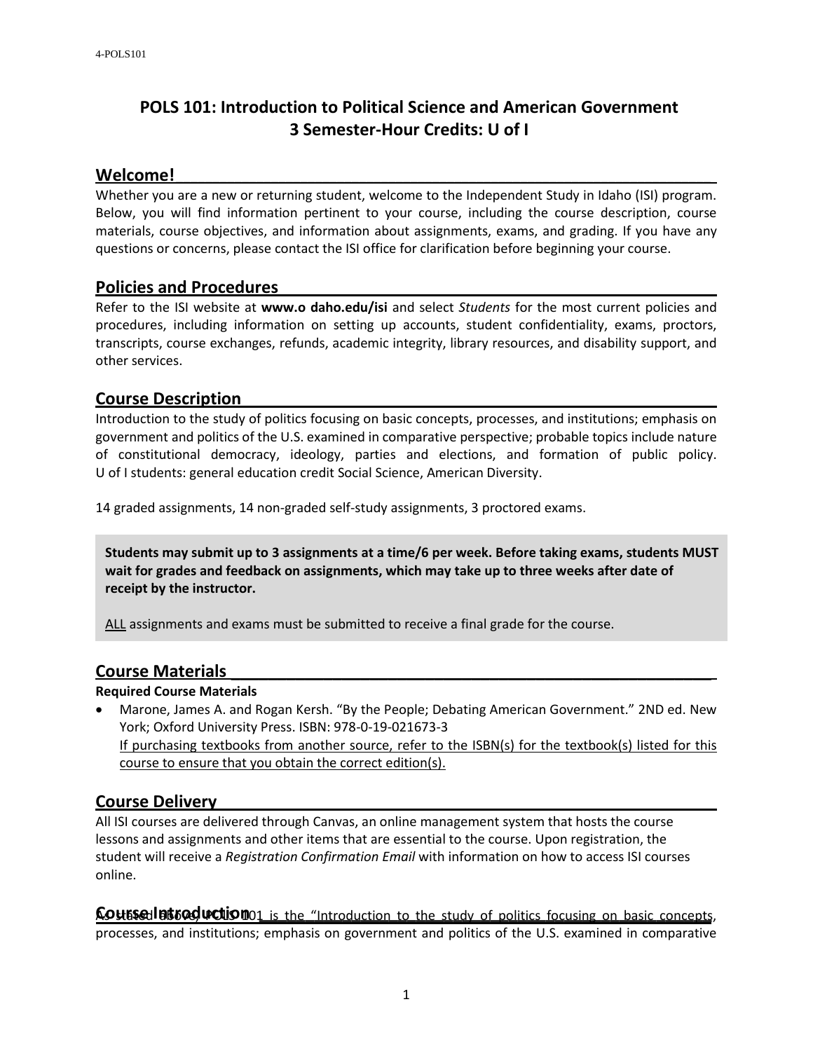# POLS 101: Introduction to Political Science and American Government
# 3 Semester-Hour Credits: U of I

## Welcome!

Whether you are a new or returning student, welcome to the Independent Study in Idaho (ISI) program. Below, you will find information pertinent to your course, including the course description, course materials, course objectives, and information about assignments, exams, and grading. If you have any questions or concerns, please contact the ISI office for clarification before beginning your course.

## Policies and Procedures

Refer to the ISI website at **www.o daho.edu/isi** and select *Students* for the most current policies and procedures, including information on setting up accounts, student confidentiality, exams, proctors, transcripts, course exchanges, refunds, academic integrity, library resources, and disability support, and other services.

## Course Description

Introduction to the study of politics focusing on basic concepts, processes, and institutions; emphasis on government and politics of the U.S. examined in comparative perspective; probable topics include nature of constitutional democracy, ideology, parties and elections, and formation of public policy. U of I students: general education credit Social Science, American Diversity.

14 graded assignments, 14 non-graded self-study assignments, 3 proctored exams.

**Students may submit up to 3 assignments at a time/6 per week. Before taking exams, students MUST wait for grades and feedback on assignments, which may take up to three weeks after date of receipt by the instructor.**

ALL assignments and exams must be submitted to receive a final grade for the course.

## Course Materials

**Required Course Materials**

- Marone, James A. and Rogan Kersh. "By the People; Debating American Government." 2ND ed. New York; Oxford University Press. ISBN: 978-0-19-021673-3
  If purchasing textbooks from another source, refer to the ISBN(s) for the textbook(s) listed for this course to ensure that you obtain the correct edition(s).

## Course Delivery

All ISI courses are delivered through Canvas, an online management system that hosts the course lessons and assignments and other items that are essential to the course. Upon registration, the student will receive a *Registration Confirmation Email* with information on how to access ISI courses online.

## Course Introduction

As stated above, POLS 101 is the "Introduction to the study of politics focusing on basic concepts, processes, and institutions; emphasis on government and politics of the U.S. examined in comparative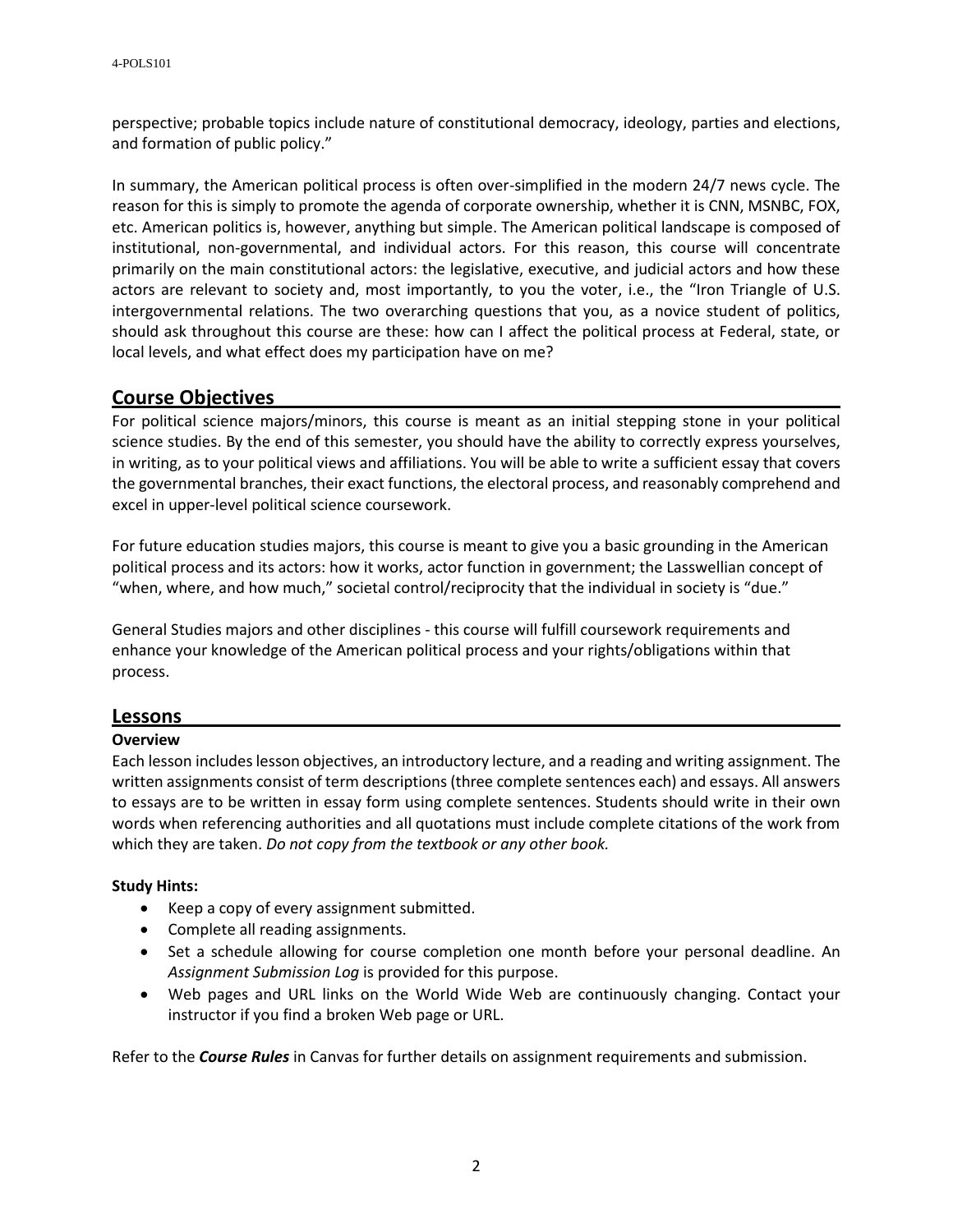perspective; probable topics include nature of constitutional democracy, ideology, parties and elections, and formation of public policy."

In summary, the American political process is often over-simplified in the modern 24/7 news cycle. The reason for this is simply to promote the agenda of corporate ownership, whether it is CNN, MSNBC, FOX, etc. American politics is, however, anything but simple. The American political landscape is composed of institutional, non-governmental, and individual actors. For this reason, this course will concentrate primarily on the main constitutional actors: the legislative, executive, and judicial actors and how these actors are relevant to society and, most importantly, to you the voter, i.e., the "Iron Triangle of U.S. intergovernmental relations. The two overarching questions that you, as a novice student of politics, should ask throughout this course are these: how can I affect the political process at Federal, state, or local levels, and what effect does my participation have on me?

## Course Objectives

For political science majors/minors, this course is meant as an initial stepping stone in your political science studies. By the end of this semester, you should have the ability to correctly express yourselves, in writing, as to your political views and affiliations. You will be able to write a sufficient essay that covers the governmental branches, their exact functions, the electoral process, and reasonably comprehend and excel in upper-level political science coursework.

For future education studies majors, this course is meant to give you a basic grounding in the American political process and its actors: how it works, actor function in government; the Lasswellian concept of "when, where, and how much," societal control/reciprocity that the individual in society is "due."

General Studies majors and other disciplines - this course will fulfill coursework requirements and enhance your knowledge of the American political process and your rights/obligations within that process.

## Lessons

### Overview

Each lesson includes lesson objectives, an introductory lecture, and a reading and writing assignment. The written assignments consist of term descriptions (three complete sentences each) and essays. All answers to essays are to be written in essay form using complete sentences. Students should write in their own words when referencing authorities and all quotations must include complete citations of the work from which they are taken. *Do not copy from the textbook or any other book.*

### Study Hints:

- Keep a copy of every assignment submitted.
- Complete all reading assignments.
- Set a schedule allowing for course completion one month before your personal deadline. An *Assignment Submission Log* is provided for this purpose.
- Web pages and URL links on the World Wide Web are continuously changing. Contact your instructor if you find a broken Web page or URL.

Refer to the ***Course Rules*** in Canvas for further details on assignment requirements and submission.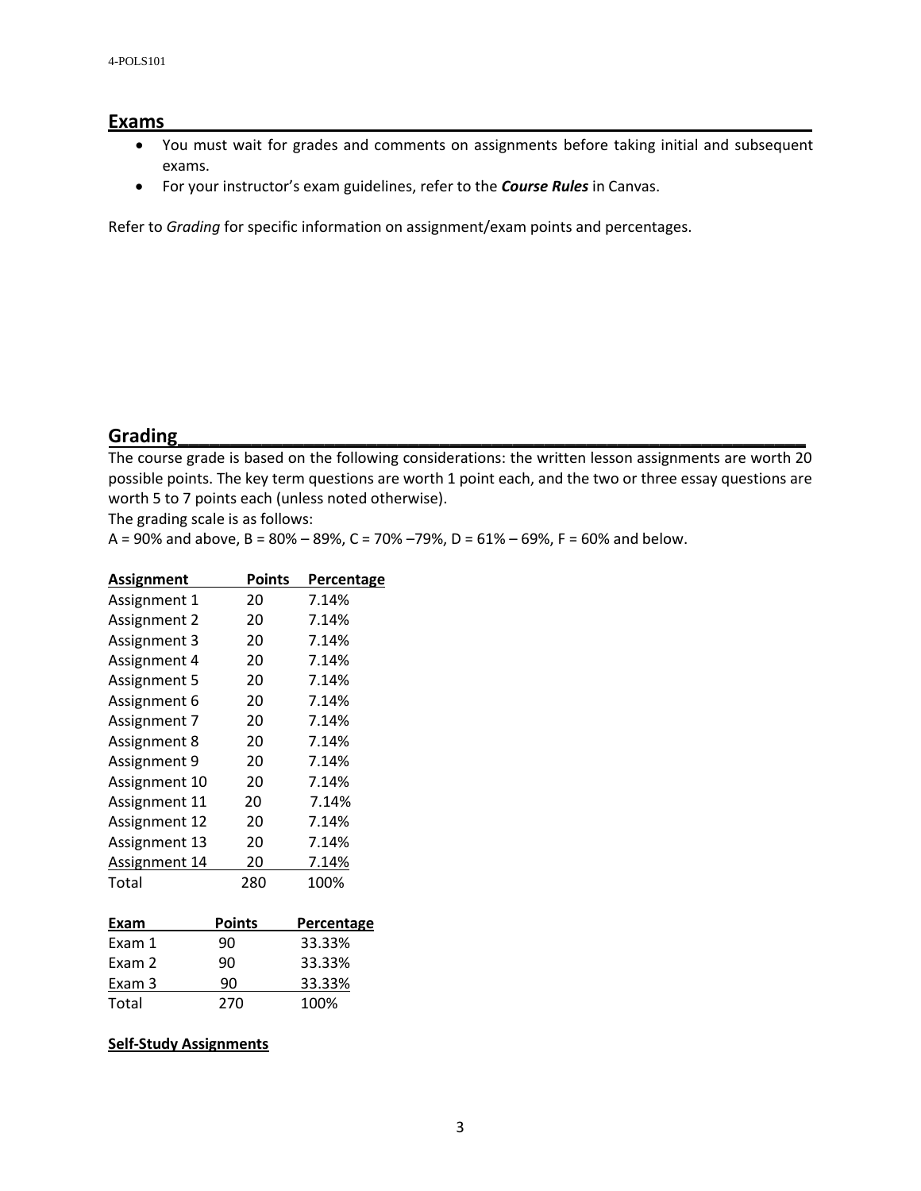## Exams

- You must wait for grades and comments on assignments before taking initial and subsequent exams.
- For your instructor's exam guidelines, refer to the ***Course Rules*** in Canvas.

Refer to *Grading* for specific information on assignment/exam points and percentages.

## Grading

The course grade is based on the following considerations: the written lesson assignments are worth 20 possible points. The key term questions are worth 1 point each, and the two or three essay questions are worth 5 to 7 points each (unless noted otherwise).

The grading scale is as follows:

A = 90% and above, B = 80% – 89%, C = 70% –79%, D = 61% – 69%, F = 60% and below.

| Assignment | Points | Percentage |
| --- | --- | --- |
| Assignment 1 | 20 | 7.14% |
| Assignment 2 | 20 | 7.14% |
| Assignment 3 | 20 | 7.14% |
| Assignment 4 | 20 | 7.14% |
| Assignment 5 | 20 | 7.14% |
| Assignment 6 | 20 | 7.14% |
| Assignment 7 | 20 | 7.14% |
| Assignment 8 | 20 | 7.14% |
| Assignment 9 | 20 | 7.14% |
| Assignment 10 | 20 | 7.14% |
| Assignment 11 | 20 | 7.14% |
| Assignment 12 | 20 | 7.14% |
| Assignment 13 | 20 | 7.14% |
| Assignment 14 | 20 | 7.14% |
| Total | 280 | 100% |

| Exam | Points | Percentage |
| --- | --- | --- |
| Exam 1 | 90 | 33.33% |
| Exam 2 | 90 | 33.33% |
| Exam 3 | 90 | 33.33% |
| Total | 270 | 100% |

**Self-Study Assignments**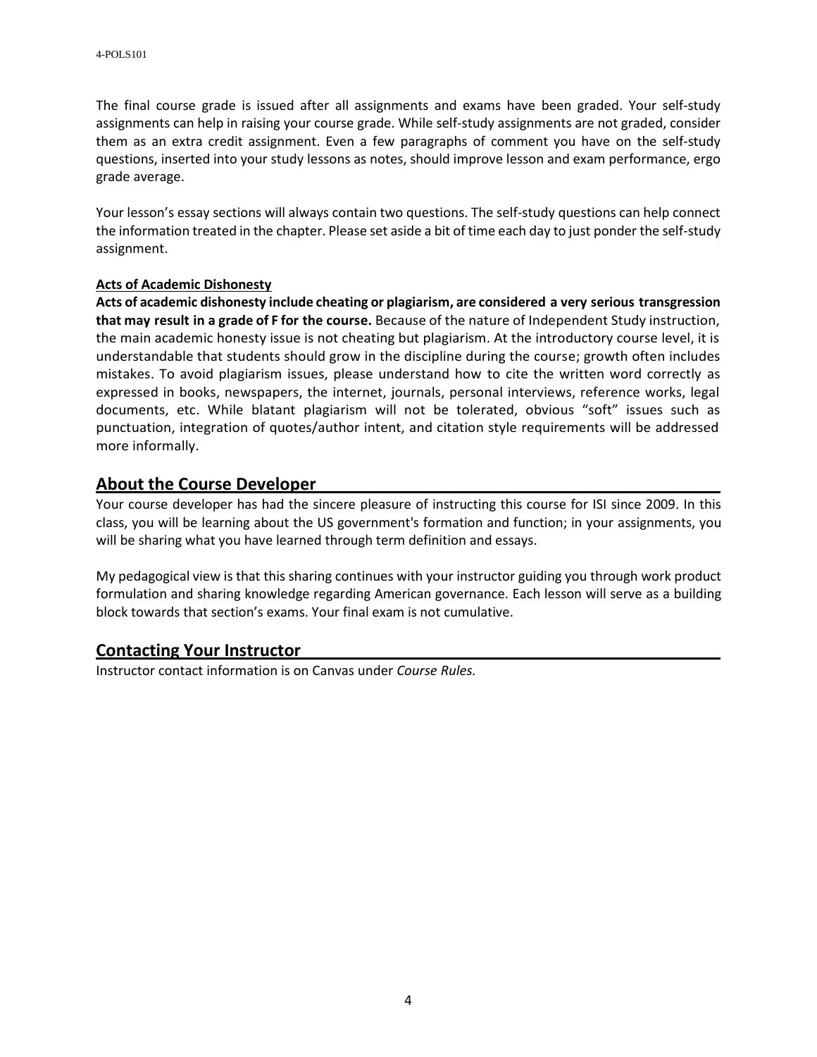The final course grade is issued after all assignments and exams have been graded. Your self-study assignments can help in raising your course grade. While self-study assignments are not graded, consider them as an extra credit assignment. Even a few paragraphs of comment you have on the self-study questions, inserted into your study lessons as notes, should improve lesson and exam performance, ergo grade average.

Your lesson's essay sections will always contain two questions. The self-study questions can help connect the information treated in the chapter. Please set aside a bit of time each day to just ponder the self-study assignment.

### Acts of Academic Dishonesty

**Acts of academic dishonesty include cheating or plagiarism, are considered a very serious transgression that may result in a grade of F for the course.** Because of the nature of Independent Study instruction, the main academic honesty issue is not cheating but plagiarism. At the introductory course level, it is understandable that students should grow in the discipline during the course; growth often includes mistakes. To avoid plagiarism issues, please understand how to cite the written word correctly as expressed in books, newspapers, the internet, journals, personal interviews, reference works, legal documents, etc. While blatant plagiarism will not be tolerated, obvious "soft" issues such as punctuation, integration of quotes/author intent, and citation style requirements will be addressed more informally.

## About the Course Developer

Your course developer has had the sincere pleasure of instructing this course for ISI since 2009. In this class, you will be learning about the US government's formation and function; in your assignments, you will be sharing what you have learned through term definition and essays.

My pedagogical view is that this sharing continues with your instructor guiding you through work product formulation and sharing knowledge regarding American governance. Each lesson will serve as a building block towards that section's exams. Your final exam is not cumulative.

## Contacting Your Instructor

Instructor contact information is on Canvas under *Course Rules.*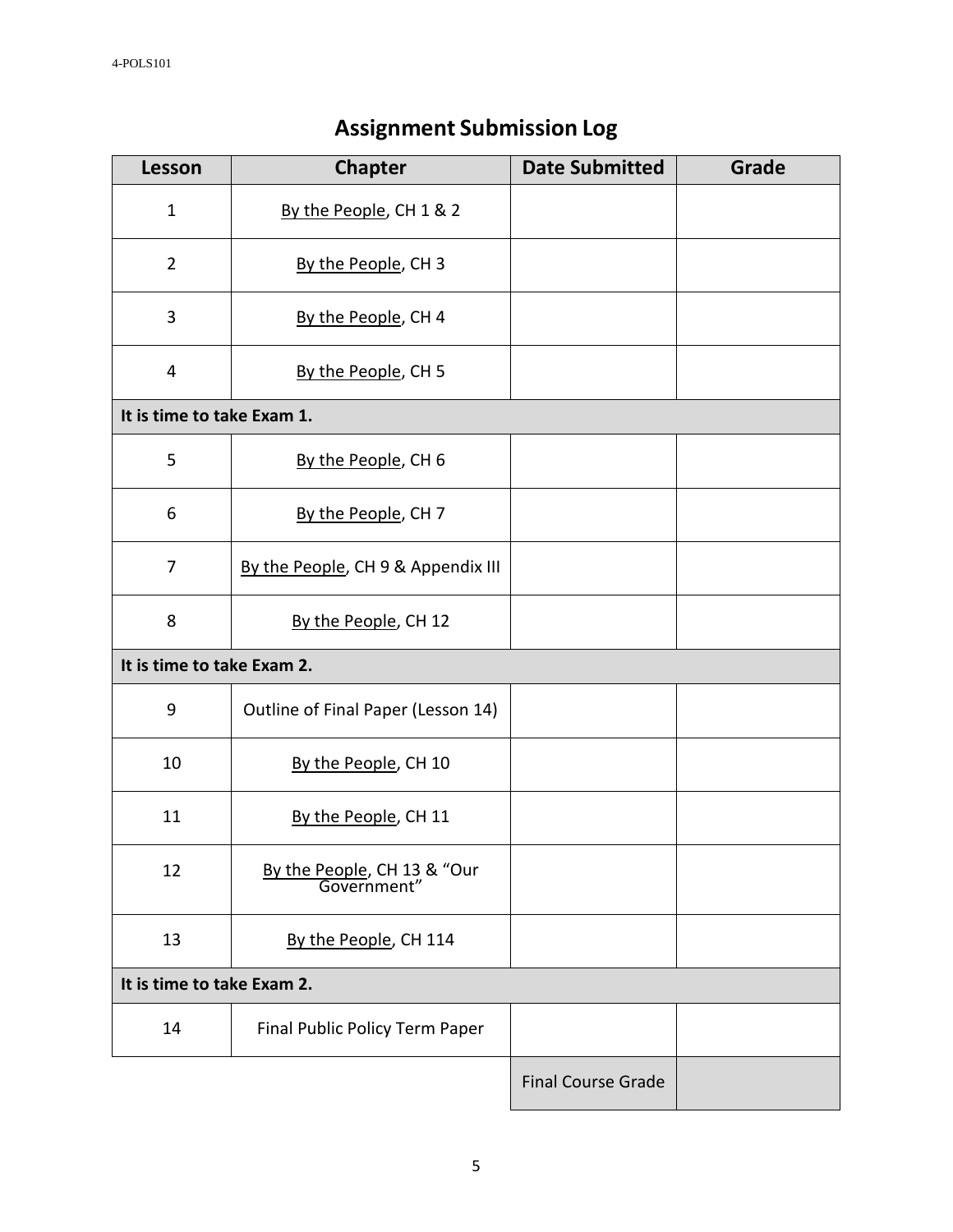# Assignment Submission Log

| Lesson | Chapter | Date Submitted | Grade |
|---|---|---|---|
| 1 | By the People, CH 1 & 2 | | |
| 2 | By the People, CH 3 | | |
| 3 | By the People, CH 4 | | |
| 4 | By the People, CH 5 | | |
| **It is time to take Exam 1.** | | | |
| 5 | By the People, CH 6 | | |
| 6 | By the People, CH 7 | | |
| 7 | By the People, CH 9 & Appendix III | | |
| 8 | By the People, CH 12 | | |
| **It is time to take Exam 2.** | | | |
| 9 | Outline of Final Paper (Lesson 14) | | |
| 10 | By the People, CH 10 | | |
| 11 | By the People, CH 11 | | |
| 12 | By the People, CH 13 & "Our Government" | | |
| 13 | By the People, CH 114 | | |
| **It is time to take Exam 2.** | | | |
| 14 | Final Public Policy Term Paper | | |
| | | Final Course Grade | |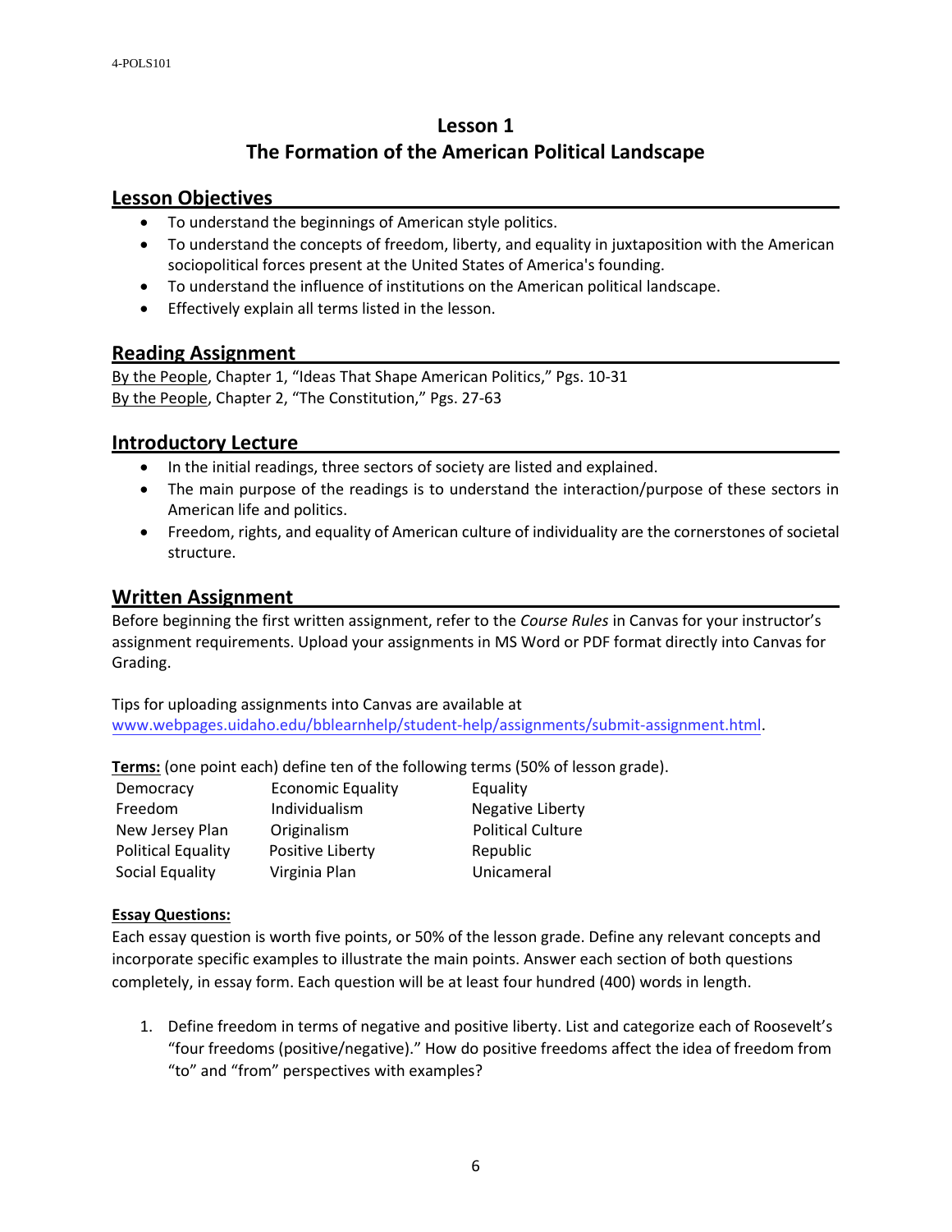# Lesson 1
# The Formation of the American Political Landscape

## Lesson Objectives

- To understand the beginnings of American style politics.
- To understand the concepts of freedom, liberty, and equality in juxtaposition with the American sociopolitical forces present at the United States of America's founding.
- To understand the influence of institutions on the American political landscape.
- Effectively explain all terms listed in the lesson.

## Reading Assignment

By the People, Chapter 1, "Ideas That Shape American Politics," Pgs. 10-31
By the People, Chapter 2, "The Constitution," Pgs. 27-63

## Introductory Lecture

- In the initial readings, three sectors of society are listed and explained.
- The main purpose of the readings is to understand the interaction/purpose of these sectors in American life and politics.
- Freedom, rights, and equality of American culture of individuality are the cornerstones of societal structure.

## Written Assignment

Before beginning the first written assignment, refer to the *Course Rules* in Canvas for your instructor's assignment requirements. Upload your assignments in MS Word or PDF format directly into Canvas for Grading.

Tips for uploading assignments into Canvas are available at [www.webpages.uidaho.edu/bblearnhelp/student-help/assignments/submit-assignment.html](http://www.webpages.uidaho.edu/bblearnhelp/student-help/assignments/submit-assignment.html).

**Terms:** (one point each) define ten of the following terms (50% of lesson grade).

| | | |
|---|---|---|
| Democracy | Economic Equality | Equality |
| Freedom | Individualism | Negative Liberty |
| New Jersey Plan | Originalism | Political Culture |
| Political Equality | Positive Liberty | Republic |
| Social Equality | Virginia Plan | Unicameral |

**Essay Questions:**

Each essay question is worth five points, or 50% of the lesson grade. Define any relevant concepts and incorporate specific examples to illustrate the main points. Answer each section of both questions completely, in essay form. Each question will be at least four hundred (400) words in length.

1. Define freedom in terms of negative and positive liberty. List and categorize each of Roosevelt's "four freedoms (positive/negative)." How do positive freedoms affect the idea of freedom from "to" and "from" perspectives with examples?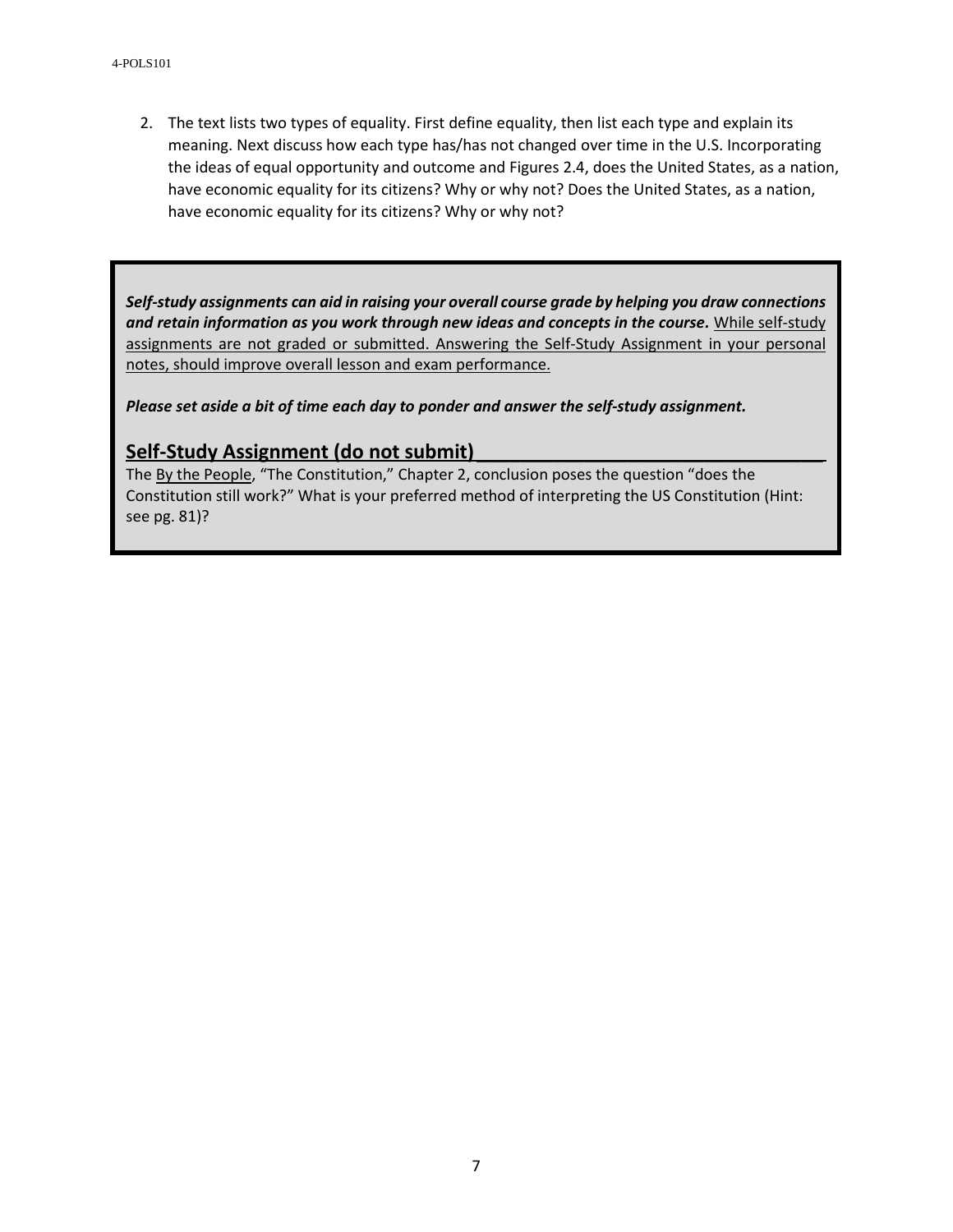2. The text lists two types of equality. First define equality, then list each type and explain its meaning. Next discuss how each type has/has not changed over time in the U.S. Incorporating the ideas of equal opportunity and outcome and Figures 2.4, does the United States, as a nation, have economic equality for its citizens? Why or why not? Does the United States, as a nation, have economic equality for its citizens? Why or why not?

***Self-study assignments can aid in raising your overall course grade by helping you draw connections and retain information as you work through new ideas and concepts in the course.*** <u>While self-study assignments are not graded or submitted. Answering the Self-Study Assignment in your personal notes, should improve overall lesson and exam performance.</u>

***Please set aside a bit of time each day to ponder and answer the self-study assignment.***

## Self-Study Assignment (do not submit)

The <u>By the People</u>, "The Constitution," Chapter 2, conclusion poses the question "does the Constitution still work?" What is your preferred method of interpreting the US Constitution (Hint: see pg. 81)?